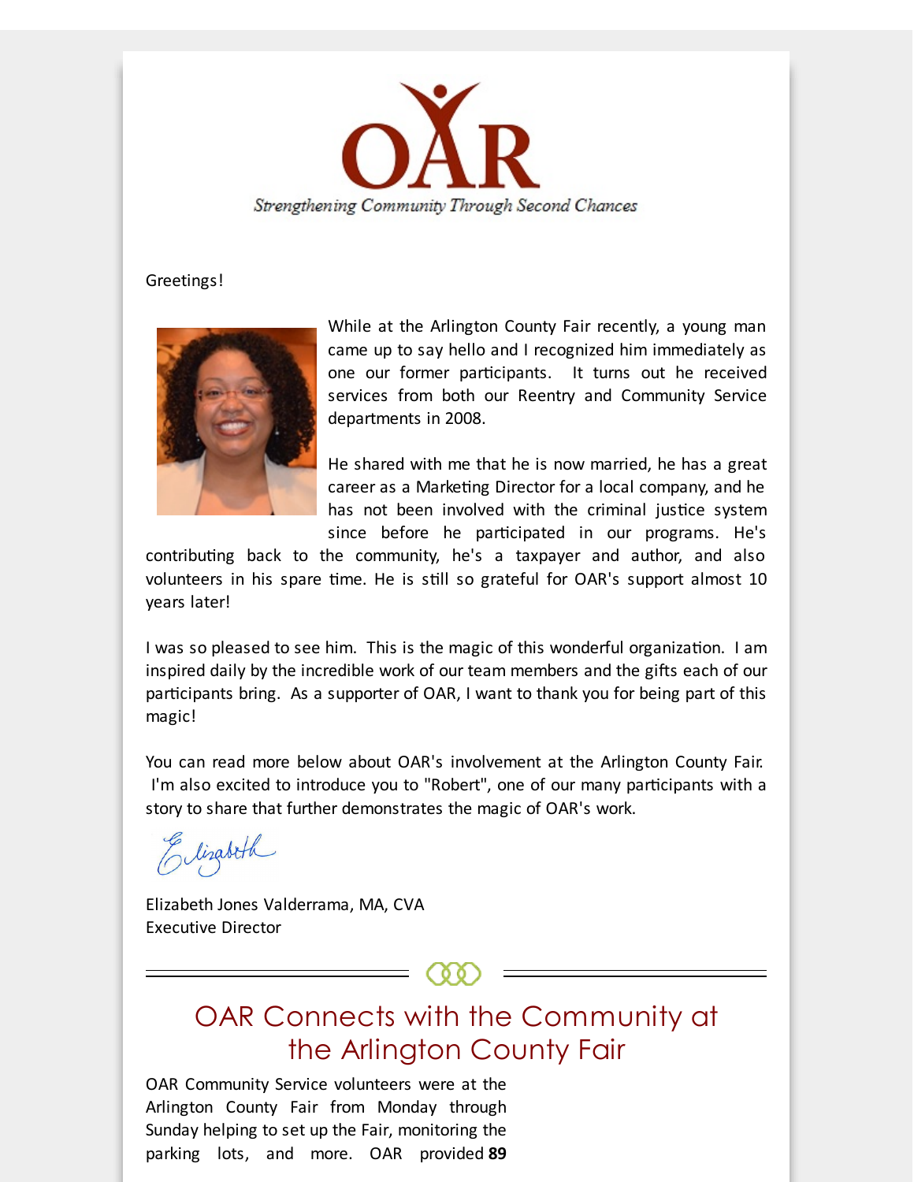# OAR

*Strengthening Community Through Second Chances*

Greetings!

While at the Arlington County Fair recently, a young man came up to say hello and I recognized him immediately as one our former participants. It turns out he received services from both our Reentry and Community Service departments in 2008.

He shared with me that he is now married, he has a great career as a Marketing Director for a local company, and he has not been involved with the criminal justice system since before he participated in our programs. He's contributing back to the community, he's a taxpayer and author, and also volunteers in his spare time. He is still so grateful for OAR's support almost 10 years later!

I was so pleased to see him. This is the magic of this wonderful organization. I am inspired daily by the incredible work of our team members and the gifts each of our participants bring. As a supporter of OAR, I want to thank you for being part of this magic!

You can read more below about OAR's involvement at the Arlington County Fair. I'm also excited to introduce you to "Robert", one of our many participants with a story to share that further demonstrates the magic of OAR's work.

*Elizabeth*

Elizabeth Jones Valderrama, MA, CVA
Executive Director

## OAR Connects with the Community at the Arlington County Fair

OAR Community Service volunteers were at the Arlington County Fair from Monday through Sunday helping to set up the Fair, monitoring the parking lots, and more. OAR provided **89**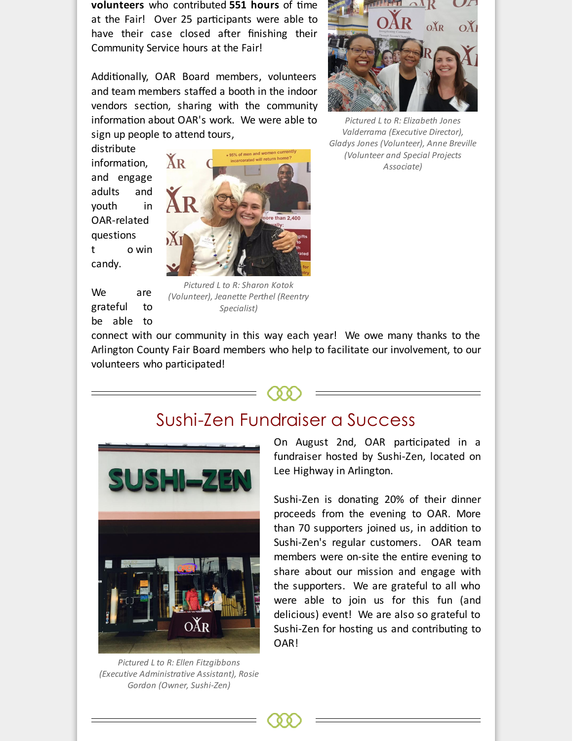**volunteers** who contributed **551 hours** of time at the Fair! Over 25 participants were able to have their case closed after finishing their Community Service hours at the Fair!

Additionally, OAR Board members, volunteers and team members staffed a booth in the indoor vendors section, sharing with the community information about OAR's work. We were able to sign up people to attend tours, distribute information, and engage adults and youth in OAR-related questions to win candy.

*Pictured L to R: Elizabeth Jones Valderrama (Executive Director), Gladys Jones (Volunteer), Anne Breville (Volunteer and Special Projects Associate)*

*Pictured L to R: Sharon Kotok (Volunteer), Jeanette Perthel (Reentry Specialist)*

We are grateful to be able to connect with our community in this way each year! We owe many thanks to the Arlington County Fair Board members who help to facilitate our involvement, to our volunteers who participated!

## Sushi-Zen Fundraiser a Success

On August 2nd, OAR participated in a fundraiser hosted by Sushi-Zen, located on Lee Highway in Arlington.

Sushi-Zen is donating 20% of their dinner proceeds from the evening to OAR. More than 70 supporters joined us, in addition to Sushi-Zen's regular customers. OAR team members were on-site the entire evening to share about our mission and engage with the supporters. We are grateful to all who were able to join us for this fun (and delicious) event! We are also so grateful to Sushi-Zen for hosting us and contributing to OAR!

*Pictured L to R: Ellen Fitzgibbons (Executive Administrative Assistant), Rosie Gordon (Owner, Sushi-Zen)*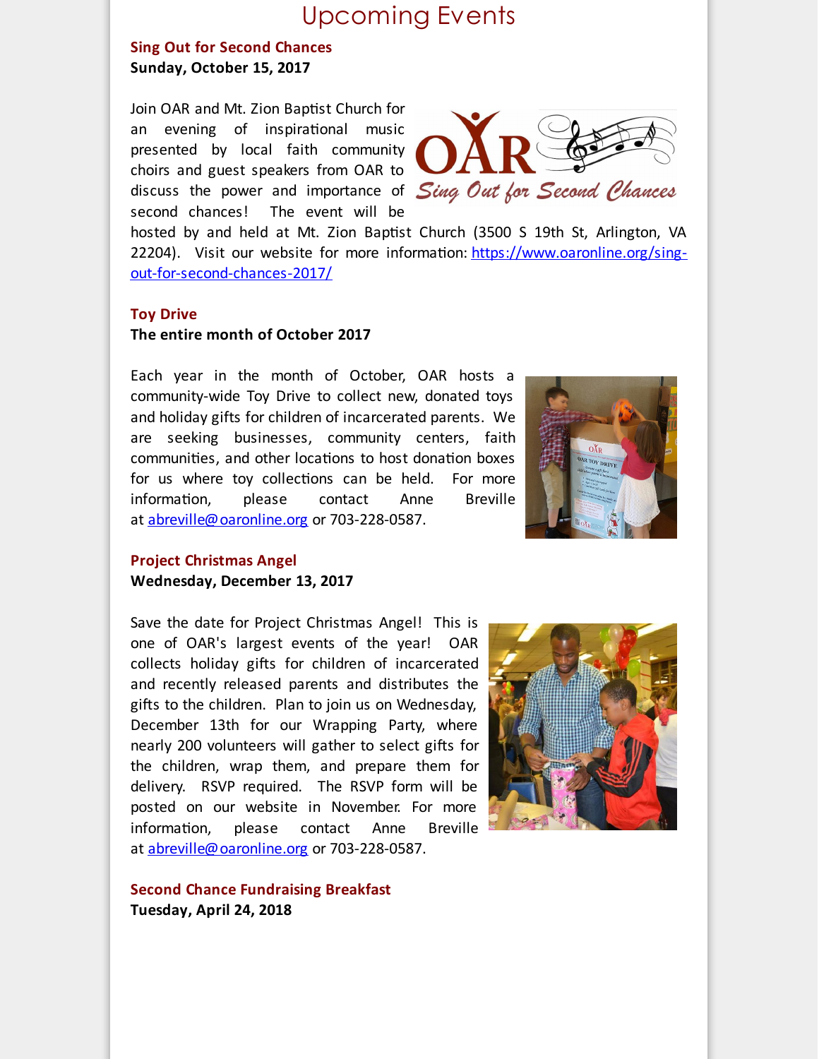# Upcoming Events

## Sing Out for Second Chances

**Sunday, October 15, 2017**

Join OAR and Mt. Zion Baptist Church for an evening of inspirational music presented by local faith community choirs and guest speakers from OAR to discuss the power and importance of second chances! The event will be hosted by and held at Mt. Zion Baptist Church (3500 S 19th St, Arlington, VA 22204). Visit our website for more information: https://www.oaronline.org/sing-out-for-second-chances-2017/

## Toy Drive

**The entire month of October 2017**

Each year in the month of October, OAR hosts a community-wide Toy Drive to collect new, donated toys and holiday gifts for children of incarcerated parents. We are seeking businesses, community centers, faith communities, and other locations to host donation boxes for us where toy collections can be held. For more information, please contact Anne Breville at abreville@oaronline.org or 703-228-0587.

## Project Christmas Angel

**Wednesday, December 13, 2017**

Save the date for Project Christmas Angel! This is one of OAR's largest events of the year! OAR collects holiday gifts for children of incarcerated and recently released parents and distributes the gifts to the children. Plan to join us on Wednesday, December 13th for our Wrapping Party, where nearly 200 volunteers will gather to select gifts for the children, wrap them, and prepare them for delivery. RSVP required. The RSVP form will be posted on our website in November. For more information, please contact Anne Breville at abreville@oaronline.org or 703-228-0587.

## Second Chance Fundraising Breakfast

**Tuesday, April 24, 2018**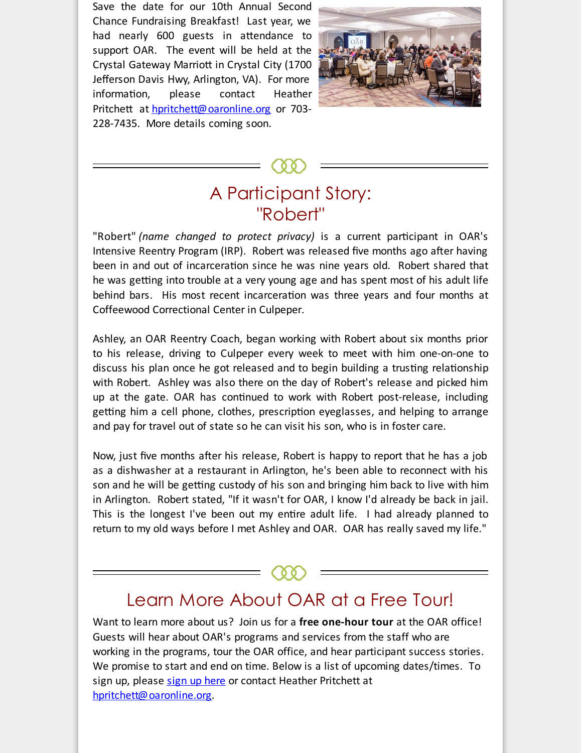Save the date for our 10th Annual Second Chance Fundraising Breakfast! Last year, we had nearly 600 guests in attendance to support OAR. The event will be held at the Crystal Gateway Marriott in Crystal City (1700 Jefferson Davis Hwy, Arlington, VA). For more information, please contact Heather Pritchett at hpritchett@oaronline.org or 703-228-7435. More details coming soon.

## A Participant Story: "Robert"

"Robert" *(name changed to protect privacy)* is a current participant in OAR's Intensive Reentry Program (IRP). Robert was released five months ago after having been in and out of incarceration since he was nine years old. Robert shared that he was getting into trouble at a very young age and has spent most of his adult life behind bars. His most recent incarceration was three years and four months at Coffeewood Correctional Center in Culpeper.

Ashley, an OAR Reentry Coach, began working with Robert about six months prior to his release, driving to Culpeper every week to meet with him one-on-one to discuss his plan once he got released and to begin building a trusting relationship with Robert. Ashley was also there on the day of Robert's release and picked him up at the gate. OAR has continued to work with Robert post-release, including getting him a cell phone, clothes, prescription eyeglasses, and helping to arrange and pay for travel out of state so he can visit his son, who is in foster care.

Now, just five months after his release, Robert is happy to report that he has a job as a dishwasher at a restaurant in Arlington, he's been able to reconnect with his son and he will be getting custody of his son and bringing him back to live with him in Arlington. Robert stated, "If it wasn't for OAR, I know I'd already be back in jail. This is the longest I've been out my entire adult life. I had already planned to return to my old ways before I met Ashley and OAR. OAR has really saved my life."

## Learn More About OAR at a Free Tour!

Want to learn more about us? Join us for a **free one-hour tour** at the OAR office! Guests will hear about OAR's programs and services from the staff who are working in the programs, tour the OAR office, and hear participant success stories. We promise to start and end on time. Below is a list of upcoming dates/times. To sign up, please sign up here or contact Heather Pritchett at hpritchett@oaronline.org.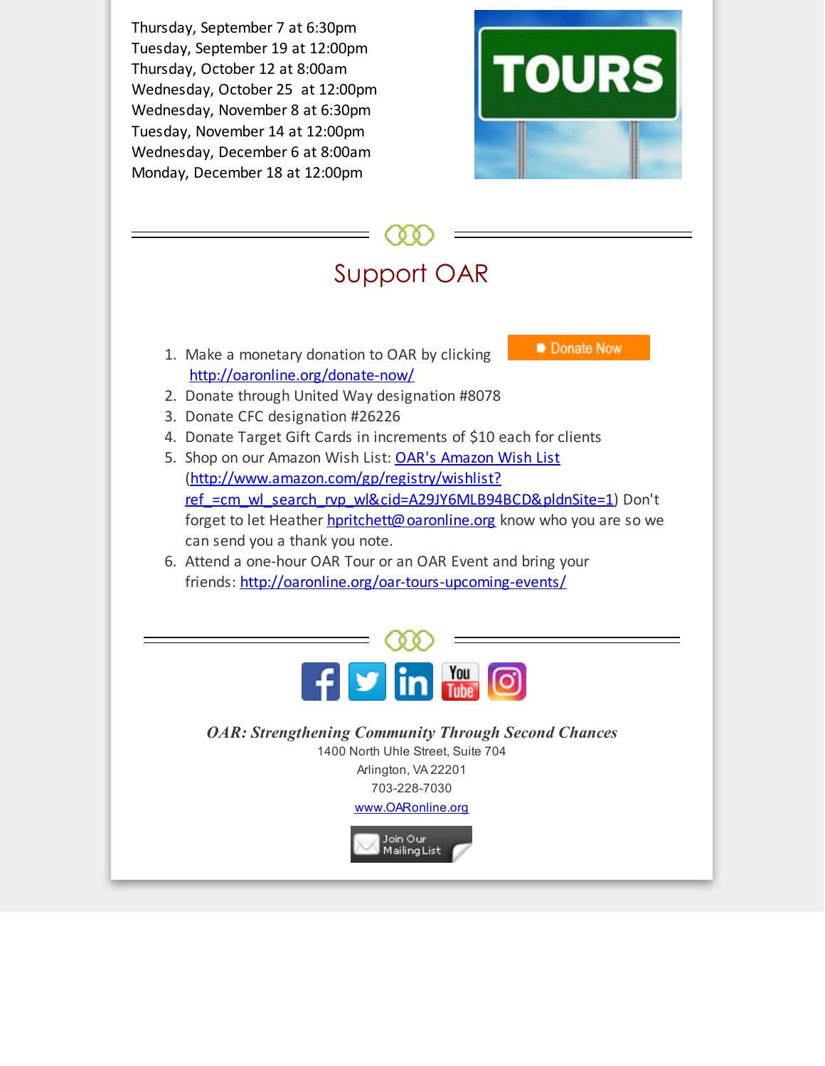Thursday, September 7 at 6:30pm
Tuesday, September 19 at 12:00pm
Thursday, October 12 at 8:00am
Wednesday, October 25 at 12:00pm
Wednesday, November 8 at 6:30pm
Tuesday, November 14 at 12:00pm
Wednesday, December 6 at 8:00am
Monday, December 18 at 12:00pm

TOURS

## Support OAR

1. Make a monetary donation to OAR by clicking http://oaronline.org/donate-now/ Donate Now
2. Donate through United Way designation #8078
3. Donate CFC designation #26226
4. Donate Target Gift Cards in increments of $10 each for clients
5. Shop on our Amazon Wish List: OAR's Amazon Wish List (http://www.amazon.com/gp/registry/wishlist?ref_=cm_wl_search_rvp_wl&cid=A29JY6MLB94BCD&pldnSite=1) Don't forget to let Heather hpritchett@oaronline.org know who you are so we can send you a thank you note.
6. Attend a one-hour OAR Tour or an OAR Event and bring your friends: http://oaronline.org/oar-tours-upcoming-events/

***OAR: Strengthening Community Through Second Chances***

1400 North Uhle Street, Suite 704
Arlington, VA 22201
703-228-7030
www.OARonline.org

Join Our Mailing List